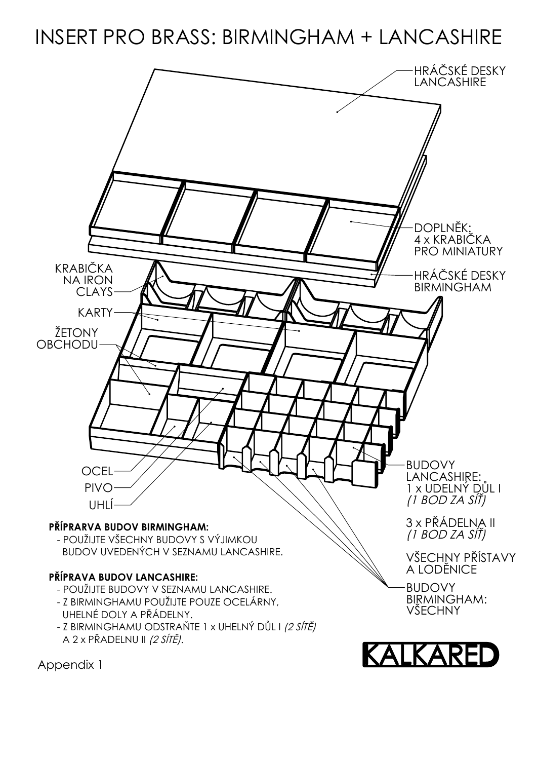# INSERT PRO BRASS: BIRMINGHAM + LANCASHIRE

HRÁČSKÉ DESKY LANCASHIRE

DOPLNĚK: 4 x KRABIČKA PRO MINIATURY

HRÁČSKÉ DESKY BIRMINGHAM

KRABIČKA NA IRON CLAYS

KARTY

ŽETONY OBCHODU

OCEL

PIVO

UHLÍ

BUDOVY LANCASHIRE:
1 x UDELNÝ DŮL I
*(1 BOD ZA SÍŤ)*

3 x PŘÁDELNA II
*(1 BOD ZA SÍŤ)*

VŠECHNY PŘÍSTAVY A LODĚNICE

BUDOVY BIRMINGHAM: VŠECHNY

**PŘÍPRARVA BUDOV BIRMINGHAM:**

- POUŽIJTE VŠECHNY BUDOVY S VÝJIMKOU BUDOV UVEDENÝCH V SEZNAMU LANCASHIRE.

**PŘÍPRAVA BUDOV LANCASHIRE:**

- POUŽIJTE BUDOVY V SEZNAMU LANCASHIRE.
- Z BIRMINGHAMU POUŽIJTE POUZE OCELÁRNY, UHELNÉ DOLY A PŘÁDELNY.
- Z BIRMINGHAMU ODSTRAŇTE 1 x UHELNÝ DŮL I *(2 SÍTĚ)* A 2 x PŘADELNU II *(2 SÍTĚ)*.

KALKARED

Appendix 1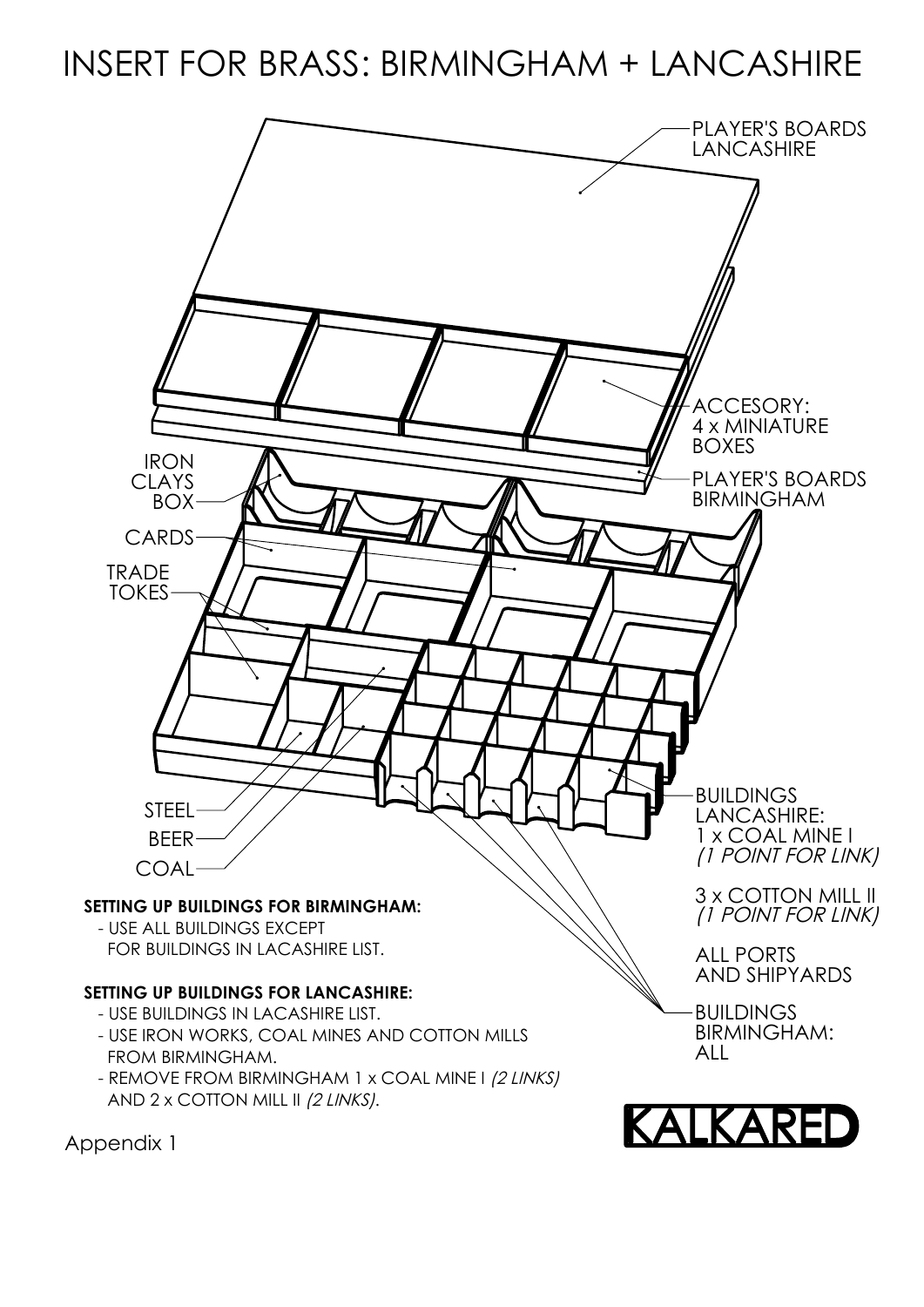# INSERT FOR BRASS: BIRMINGHAM + LANCASHIRE

PLAYER'S BOARDS LANCASHIRE

ACCESORY: 4 x MINIATURE BOXES

PLAYER'S BOARDS BIRMINGHAM

IRON CLAYS BOX

CARDS

TRADE TOKES

STEEL

BEER

COAL

BUILDINGS LANCASHIRE:
1 x COAL MINE I
*(1 POINT FOR LINK)*

3 x COTTON MILL II
*(1 POINT FOR LINK)*

ALL PORTS AND SHIPYARDS

BUILDINGS BIRMINGHAM:
ALL

**SETTING UP BUILDINGS FOR BIRMINGHAM:**

- USE ALL BUILDINGS EXCEPT FOR BUILDINGS IN LACASHIRE LIST.

**SETTING UP BUILDINGS FOR LANCASHIRE:**

- USE BUILDINGS IN LACASHIRE LIST.
- USE IRON WORKS, COAL MINES AND COTTON MILLS FROM BIRMINGHAM.
- REMOVE FROM BIRMINGHAM 1 x COAL MINE I *(2 LINKS)* AND 2 x COTTON MILL II *(2 LINKS)*.

Appendix 1

KALKARED